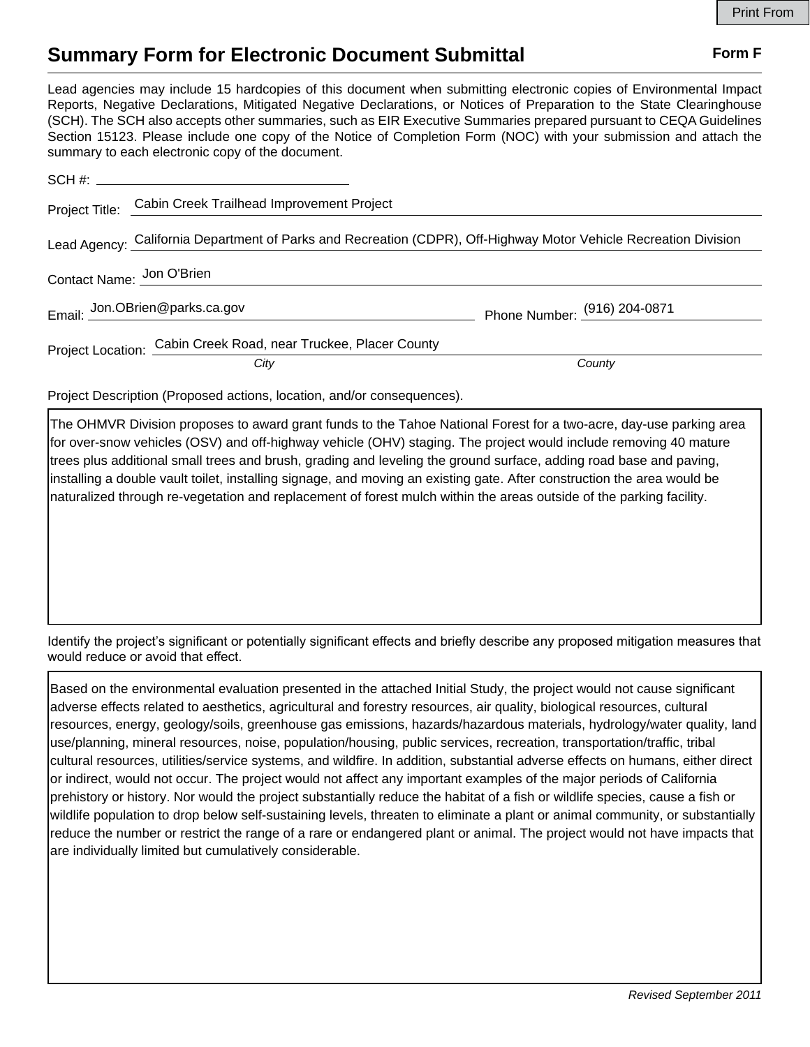# Summary Form for Electronic Document Submittal

**Form F**

Lead agencies may include 15 hardcopies of this document when submitting electronic copies of Environmental Impact Reports, Negative Declarations, Mitigated Negative Declarations, or Notices of Preparation to the State Clearinghouse (SCH). The SCH also accepts other summaries, such as EIR Executive Summaries prepared pursuant to CEQA Guidelines Section 15123. Please include one copy of the Notice of Completion Form (NOC) with your submission and attach the summary to each electronic copy of the document.

SCH #: ____________________

Project Title: Cabin Creek Trailhead Improvement Project

Lead Agency: California Department of Parks and Recreation (CDPR), Off-Highway Motor Vehicle Recreation Division

Contact Name: Jon O'Brien

Email: Jon.OBrien@parks.ca.gov

Phone Number: (916) 204-0871

Project Location: Cabin Creek Road, near Truckee, Placer County

*City* *County*

Project Description (Proposed actions, location, and/or consequences).

The OHMVR Division proposes to award grant funds to the Tahoe National Forest for a two-acre, day-use parking area for over-snow vehicles (OSV) and off-highway vehicle (OHV) staging. The project would include removing 40 mature trees plus additional small trees and brush, grading and leveling the ground surface, adding road base and paving, installing a double vault toilet, installing signage, and moving an existing gate. After construction the area would be naturalized through re-vegetation and replacement of forest mulch within the areas outside of the parking facility.

Identify the project's significant or potentially significant effects and briefly describe any proposed mitigation measures that would reduce or avoid that effect.

Based on the environmental evaluation presented in the attached Initial Study, the project would not cause significant adverse effects related to aesthetics, agricultural and forestry resources, air quality, biological resources, cultural resources, energy, geology/soils, greenhouse gas emissions, hazards/hazardous materials, hydrology/water quality, land use/planning, mineral resources, noise, population/housing, public services, recreation, transportation/traffic, tribal cultural resources, utilities/service systems, and wildfire. In addition, substantial adverse effects on humans, either direct or indirect, would not occur. The project would not affect any important examples of the major periods of California prehistory or history. Nor would the project substantially reduce the habitat of a fish or wildlife species, cause a fish or wildlife population to drop below self-sustaining levels, threaten to eliminate a plant or animal community, or substantially reduce the number or restrict the range of a rare or endangered plant or animal. The project would not have impacts that are individually limited but cumulatively considerable.

*Revised September 2011*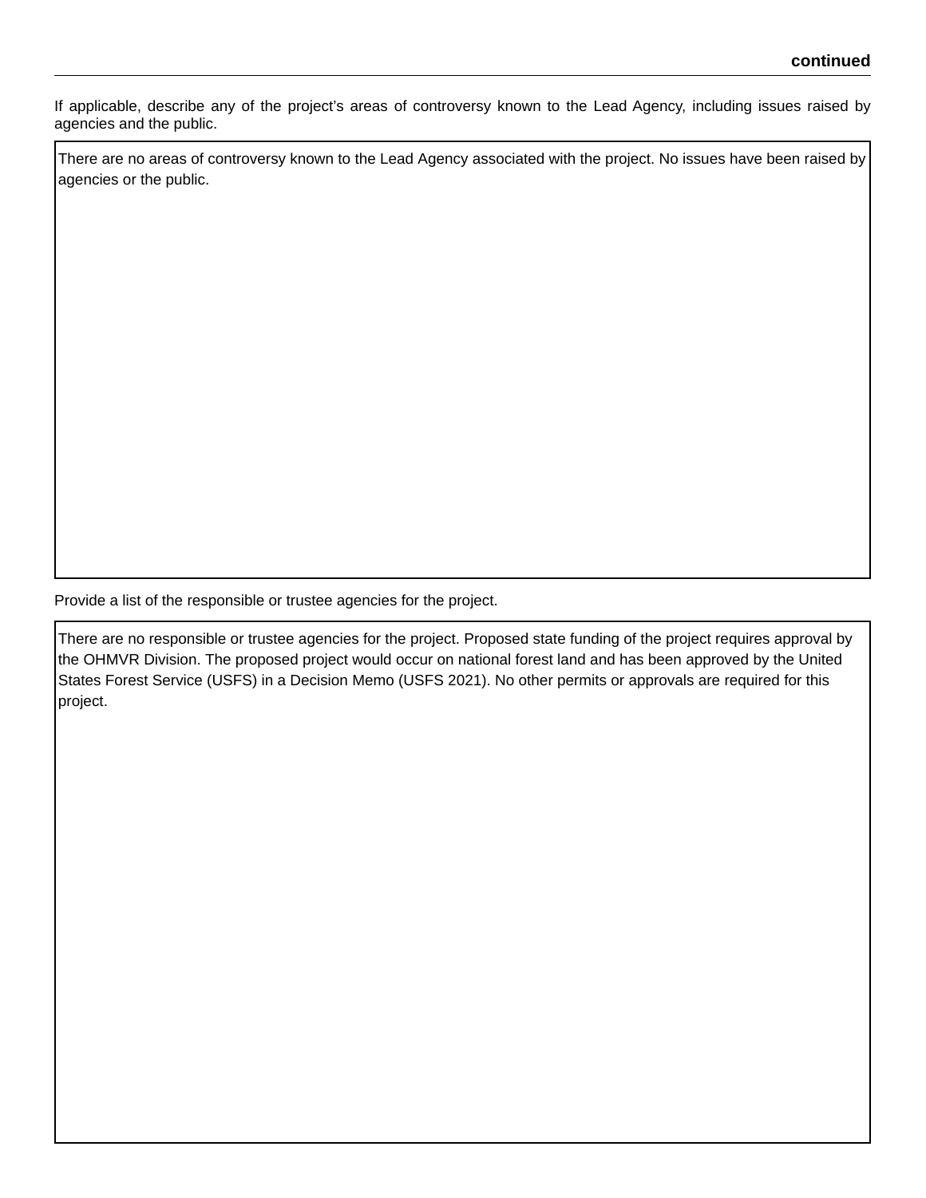**continued**

If applicable, describe any of the project's areas of controversy known to the Lead Agency, including issues raised by agencies and the public.

There are no areas of controversy known to the Lead Agency associated with the project. No issues have been raised by agencies or the public.

Provide a list of the responsible or trustee agencies for the project.

There are no responsible or trustee agencies for the project. Proposed state funding of the project requires approval by the OHMVR Division. The proposed project would occur on national forest land and has been approved by the United States Forest Service (USFS) in a Decision Memo (USFS 2021). No other permits or approvals are required for this project.